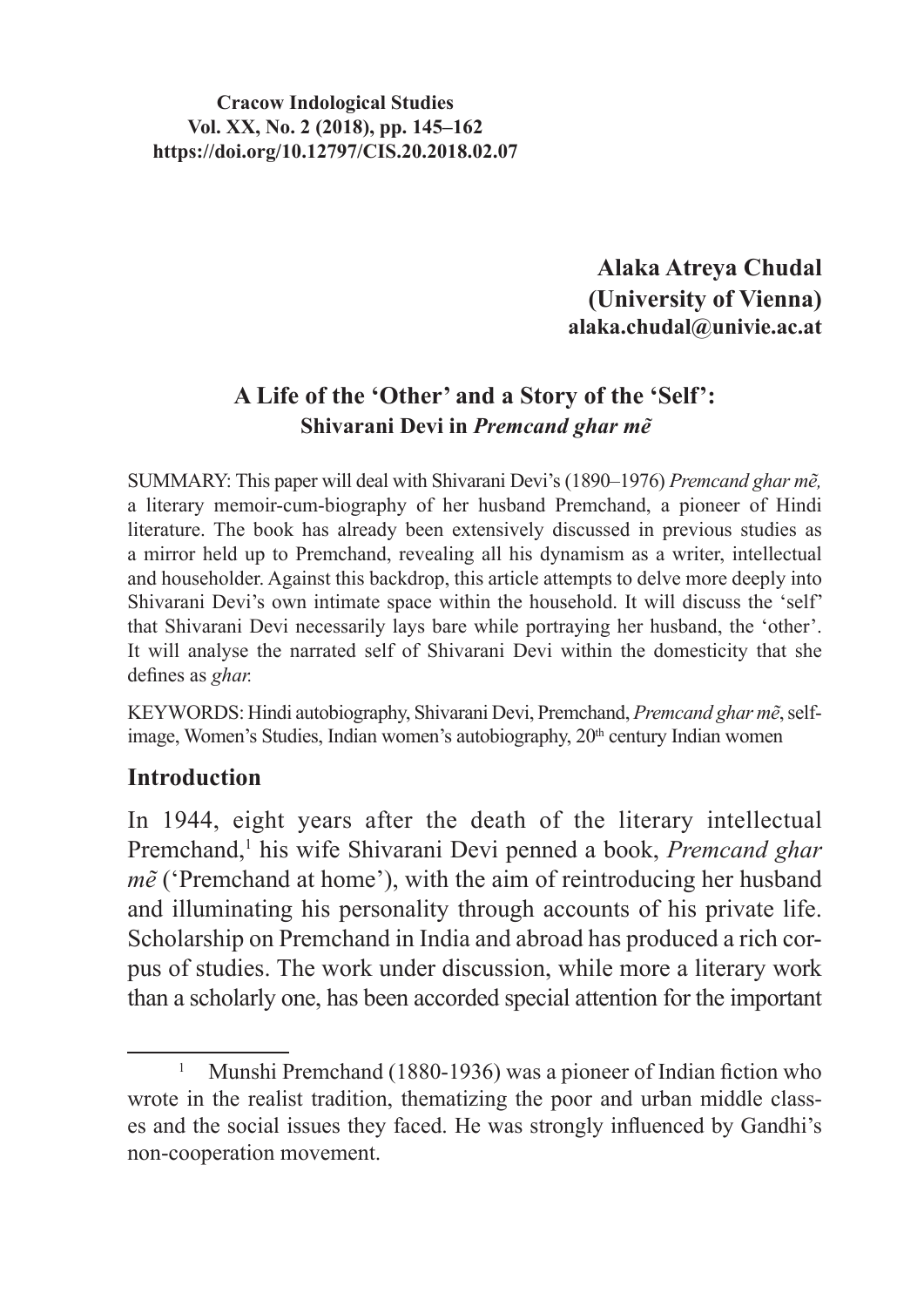**Cracow Indological Studies**
**Vol. XX, No. 2 (2018), pp. 145–162**
**https://doi.org/10.12797/CIS.20.2018.02.07**

**Alaka Atreya Chudal**
**(University of Vienna)**
**alaka.chudal@univie.ac.at**

# A Life of the 'Other' and a Story of the 'Self': Shivarani Devi in *Premcand ghar mẽ*

SUMMARY: This paper will deal with Shivarani Devi's (1890–1976) *Premcand ghar mẽ,* a literary memoir-cum-biography of her husband Premchand, a pioneer of Hindi literature. The book has already been extensively discussed in previous studies as a mirror held up to Premchand, revealing all his dynamism as a writer, intellectual and householder. Against this backdrop, this article attempts to delve more deeply into Shivarani Devi's own intimate space within the household. It will discuss the 'self' that Shivarani Devi necessarily lays bare while portraying her husband, the 'other'. It will analyse the narrated self of Shivarani Devi within the domesticity that she defines as *ghar.*

KEYWORDS: Hindi autobiography, Shivarani Devi, Premchand, *Premcand ghar mẽ*, self-image, Women's Studies, Indian women's autobiography, 20th century Indian women

## Introduction

In 1944, eight years after the death of the literary intellectual Premchand,[1] his wife Shivarani Devi penned a book, *Premcand ghar mẽ* ('Premchand at home'), with the aim of reintroducing her husband and illuminating his personality through accounts of his private life. Scholarship on Premchand in India and abroad has produced a rich corpus of studies. The work under discussion, while more a literary work than a scholarly one, has been accorded special attention for the important

[1] Munshi Premchand (1880-1936) was a pioneer of Indian fiction who wrote in the realist tradition, thematizing the poor and urban middle classes and the social issues they faced. He was strongly influenced by Gandhi's non-cooperation movement.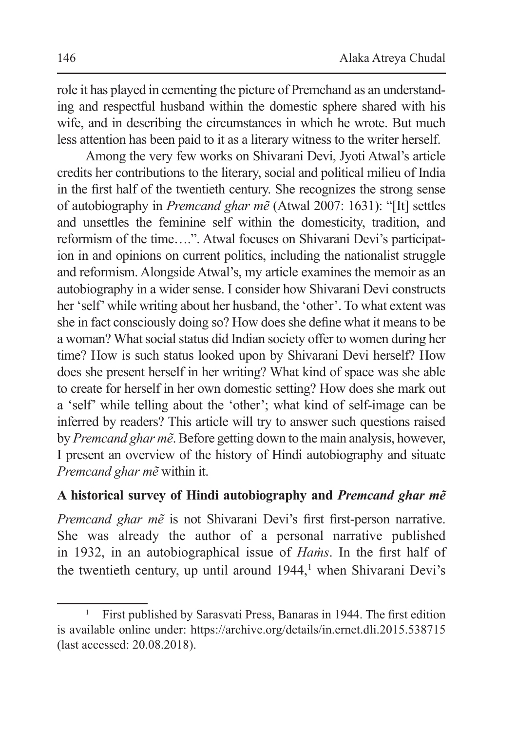role it has played in cementing the picture of Premchand as an understanding and respectful husband within the domestic sphere shared with his wife, and in describing the circumstances in which he wrote. But much less attention has been paid to it as a literary witness to the writer herself.

Among the very few works on Shivarani Devi, Jyoti Atwal's article credits her contributions to the literary, social and political milieu of India in the first half of the twentieth century. She recognizes the strong sense of autobiography in *Premcand ghar mẽ* (Atwal 2007: 1631): "[It] settles and unsettles the feminine self within the domesticity, tradition, and reformism of the time….". Atwal focuses on Shivarani Devi's participation in and opinions on current politics, including the nationalist struggle and reformism. Alongside Atwal's, my article examines the memoir as an autobiography in a wider sense. I consider how Shivarani Devi constructs her 'self' while writing about her husband, the 'other'. To what extent was she in fact consciously doing so? How does she define what it means to be a woman? What social status did Indian society offer to women during her time? How is such status looked upon by Shivarani Devi herself? How does she present herself in her writing? What kind of space was she able to create for herself in her own domestic setting? How does she mark out a 'self' while telling about the 'other'; what kind of self-image can be inferred by readers? This article will try to answer such questions raised by *Premcand ghar mẽ*. Before getting down to the main analysis, however, I present an overview of the history of Hindi autobiography and situate *Premcand ghar mẽ* within it.

## A historical survey of Hindi autobiography and *Premcand ghar mẽ*

*Premcand ghar mẽ* is not Shivarani Devi's first first-person narrative. She was already the author of a personal narrative published in 1932, in an autobiographical issue of *Haṁs*. In the first half of the twentieth century, up until around 1944,[1] when Shivarani Devi's

[1] First published by Sarasvati Press, Banaras in 1944. The first edition is available online under: https://archive.org/details/in.ernet.dli.2015.538715 (last accessed: 20.08.2018).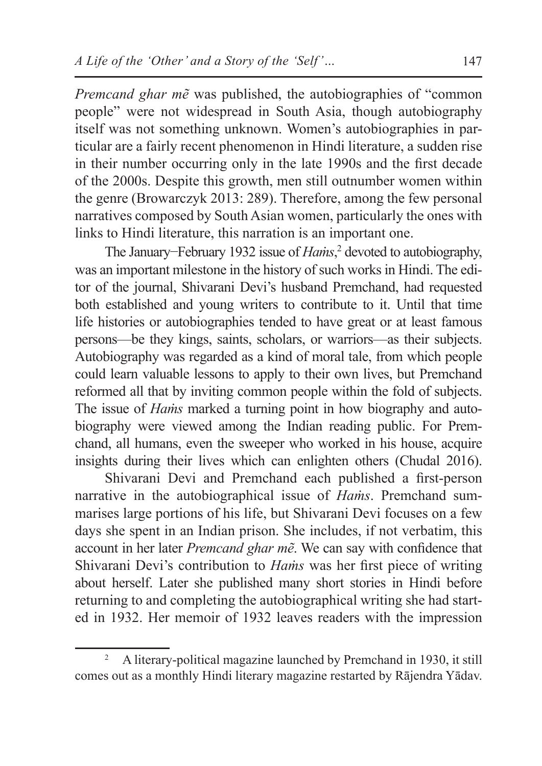*Premcand ghar mẽ* was published, the autobiographies of "common people" were not widespread in South Asia, though autobiography itself was not something unknown. Women's autobiographies in particular are a fairly recent phenomenon in Hindi literature, a sudden rise in their number occurring only in the late 1990s and the first decade of the 2000s. Despite this growth, men still outnumber women within the genre (Browarczyk 2013: 289). Therefore, among the few personal narratives composed by South Asian women, particularly the ones with links to Hindi literature, this narration is an important one.

The January–February 1932 issue of *Haṁs*,[2] devoted to autobiography, was an important milestone in the history of such works in Hindi. The editor of the journal, Shivarani Devi's husband Premchand, had requested both established and young writers to contribute to it. Until that time life histories or autobiographies tended to have great or at least famous persons—be they kings, saints, scholars, or warriors—as their subjects. Autobiography was regarded as a kind of moral tale, from which people could learn valuable lessons to apply to their own lives, but Premchand reformed all that by inviting common people within the fold of subjects. The issue of *Haṁs* marked a turning point in how biography and autobiography were viewed among the Indian reading public. For Premchand, all humans, even the sweeper who worked in his house, acquire insights during their lives which can enlighten others (Chudal 2016).

Shivarani Devi and Premchand each published a first-person narrative in the autobiographical issue of *Haṁs*. Premchand summarises large portions of his life, but Shivarani Devi focuses on a few days she spent in an Indian prison. She includes, if not verbatim, this account in her later *Premcand ghar mẽ*. We can say with confidence that Shivarani Devi's contribution to *Haṁs* was her first piece of writing about herself. Later she published many short stories in Hindi before returning to and completing the autobiographical writing she had started in 1932. Her memoir of 1932 leaves readers with the impression

[2] A literary-political magazine launched by Premchand in 1930, it still comes out as a monthly Hindi literary magazine restarted by Rājendra Yādav.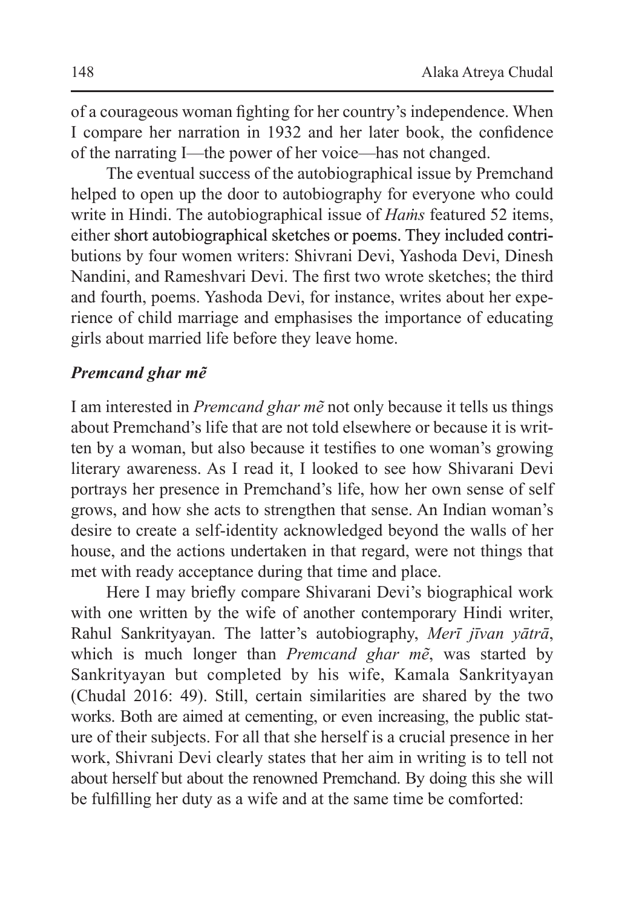of a courageous woman fighting for her country's independence. When I compare her narration in 1932 and her later book, the confidence of the narrating I—the power of her voice—has not changed.

The eventual success of the autobiographical issue by Premchand helped to open up the door to autobiography for everyone who could write in Hindi. The autobiographical issue of *Haṁs* featured 52 items, either short autobiographical sketches or poems. They included contributions by four women writers: Shivrani Devi, Yashoda Devi, Dinesh Nandini, and Rameshvari Devi. The first two wrote sketches; the third and fourth, poems. Yashoda Devi, for instance, writes about her experience of child marriage and emphasises the importance of educating girls about married life before they leave home.

### *Premcand ghar mẽ*

I am interested in *Premcand ghar mẽ* not only because it tells us things about Premchand's life that are not told elsewhere or because it is written by a woman, but also because it testifies to one woman's growing literary awareness. As I read it, I looked to see how Shivarani Devi portrays her presence in Premchand's life, how her own sense of self grows, and how she acts to strengthen that sense. An Indian woman's desire to create a self-identity acknowledged beyond the walls of her house, and the actions undertaken in that regard, were not things that met with ready acceptance during that time and place.

Here I may briefly compare Shivarani Devi's biographical work with one written by the wife of another contemporary Hindi writer, Rahul Sankrityayan. The latter's autobiography, *Merī jīvan yātrā*, which is much longer than *Premcand ghar mẽ*, was started by Sankrityayan but completed by his wife, Kamala Sankrityayan (Chudal 2016: 49). Still, certain similarities are shared by the two works. Both are aimed at cementing, or even increasing, the public stature of their subjects. For all that she herself is a crucial presence in her work, Shivrani Devi clearly states that her aim in writing is to tell not about herself but about the renowned Premchand. By doing this she will be fulfilling her duty as a wife and at the same time be comforted: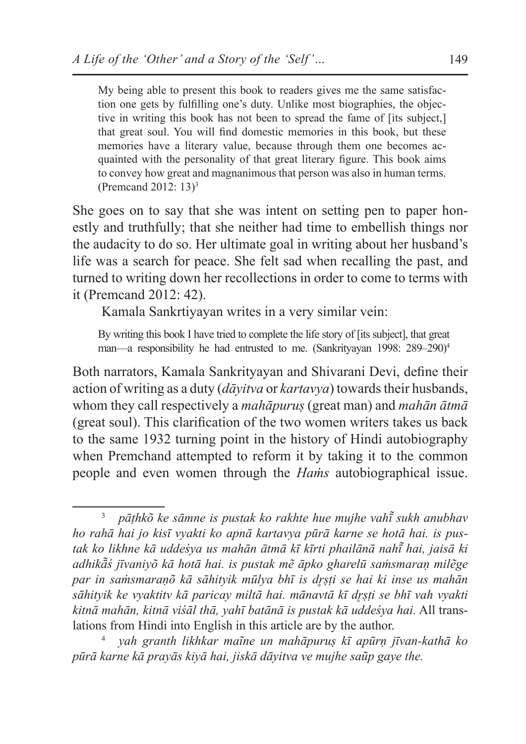> My being able to present this book to readers gives me the same satisfaction one gets by fulfilling one's duty. Unlike most biographies, the objective in writing this book has not been to spread the fame of [its subject,] that great soul. You will find domestic memories in this book, but these memories have a literary value, because through them one becomes acquainted with the personality of that great literary figure. This book aims to convey how great and magnanimous that person was also in human terms. (Premcand 2012: 13)[3]

She goes on to say that she was intent on setting pen to paper honestly and truthfully; that she neither had time to embellish things nor the audacity to do so. Her ultimate goal in writing about her husband's life was a search for peace. She felt sad when recalling the past, and turned to writing down her recollections in order to come to terms with it (Premcand 2012: 42).

Kamala Sankrtiyayan writes in a very similar vein:

> By writing this book I have tried to complete the life story of [its subject], that great man—a responsibility he had entrusted to me. (Sankrityayan 1998: 289–290)[4]

Both narrators, Kamala Sankrityayan and Shivarani Devi, define their action of writing as a duty (*dāyitva* or *kartavya*) towards their husbands, whom they call respectively a *mahāpuruṣ* (great man) and *mahān ātmā* (great soul). This clarification of the two women writers takes us back to the same 1932 turning point in the history of Hindi autobiography when Premchand attempted to reform it by taking it to the common people and even women through the *Haṁs* autobiographical issue.

---

[3] *pāṭhkõ ke sāmne is pustak ko rakhte hue mujhe vahī̃ sukh anubhav ho rahā hai jo kisī vyakti ko apnā kartavya pūrā karne se hotā hai. is pustak ko likhne kā uddeśya us mahān ātmā kī kīrti phailānā nahī̃ hai, jaisā ki adhikā̃ś jīvaniyõ kā hotā hai. is pustak mẽ āpko gharelū saṁsmaraṇ milẽge par in saṁsmaraṇõ kā sāhityik mūlya bhī is dr̥ṣṭi se hai ki inse us mahān sāhityik ke vyaktitv kā paricay miltā hai. mānavtā kī dr̥ṣṭi se bhī vah vyakti kitnā mahān, kitnā viśāl thā, yahī batānā is pustak kā uddeśya hai.* All translations from Hindi into English in this article are by the author.

[4] *yah granth likhkar maĩne un mahāpuruṣ kī apūrṇ jīvan-kathā ko pūrā karne kā prayās kiyā hai, jiskā dāyitva ve mujhe saũp gaye the.*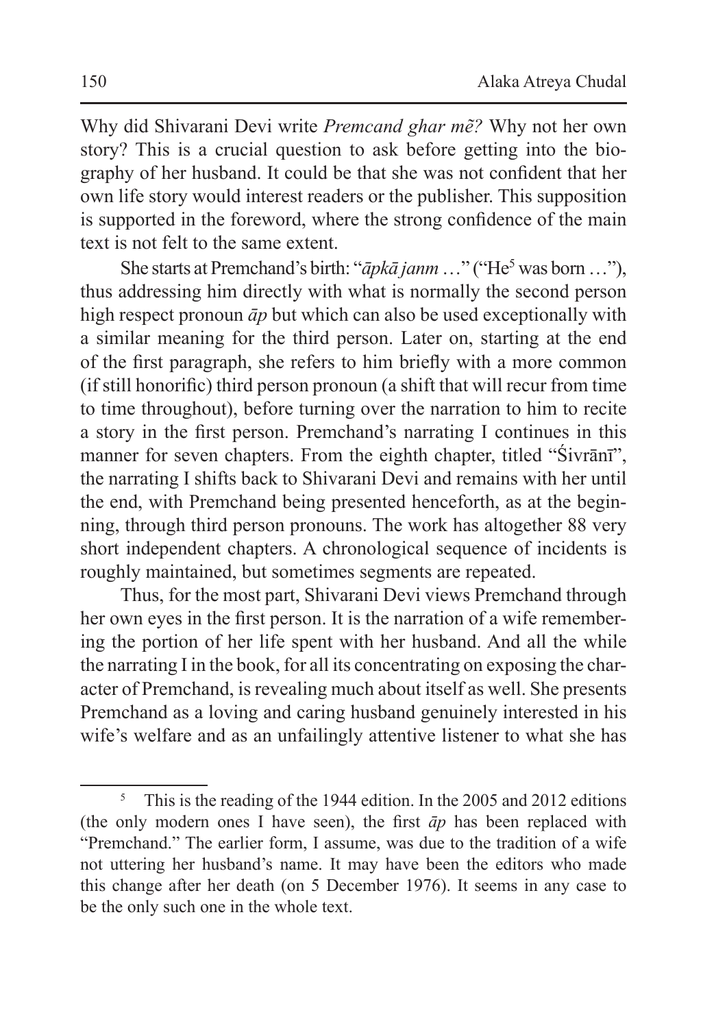Why did Shivarani Devi write *Premcand ghar mẽ?* Why not her own story? This is a crucial question to ask before getting into the biography of her husband. It could be that she was not confident that her own life story would interest readers or the publisher. This supposition is supported in the foreword, where the strong confidence of the main text is not felt to the same extent.

She starts at Premchand's birth: "*āpkā janm* …" ("He[5] was born …"), thus addressing him directly with what is normally the second person high respect pronoun *āp* but which can also be used exceptionally with a similar meaning for the third person. Later on, starting at the end of the first paragraph, she refers to him briefly with a more common (if still honorific) third person pronoun (a shift that will recur from time to time throughout), before turning over the narration to him to recite a story in the first person. Premchand's narrating I continues in this manner for seven chapters. From the eighth chapter, titled "Śivrānī", the narrating I shifts back to Shivarani Devi and remains with her until the end, with Premchand being presented henceforth, as at the beginning, through third person pronouns. The work has altogether 88 very short independent chapters. A chronological sequence of incidents is roughly maintained, but sometimes segments are repeated.

Thus, for the most part, Shivarani Devi views Premchand through her own eyes in the first person. It is the narration of a wife remembering the portion of her life spent with her husband. And all the while the narrating I in the book, for all its concentrating on exposing the character of Premchand, is revealing much about itself as well. She presents Premchand as a loving and caring husband genuinely interested in his wife's welfare and as an unfailingly attentive listener to what she has

---

[5] This is the reading of the 1944 edition. In the 2005 and 2012 editions (the only modern ones I have seen), the first *āp* has been replaced with "Premchand." The earlier form, I assume, was due to the tradition of a wife not uttering her husband's name. It may have been the editors who made this change after her death (on 5 December 1976). It seems in any case to be the only such one in the whole text.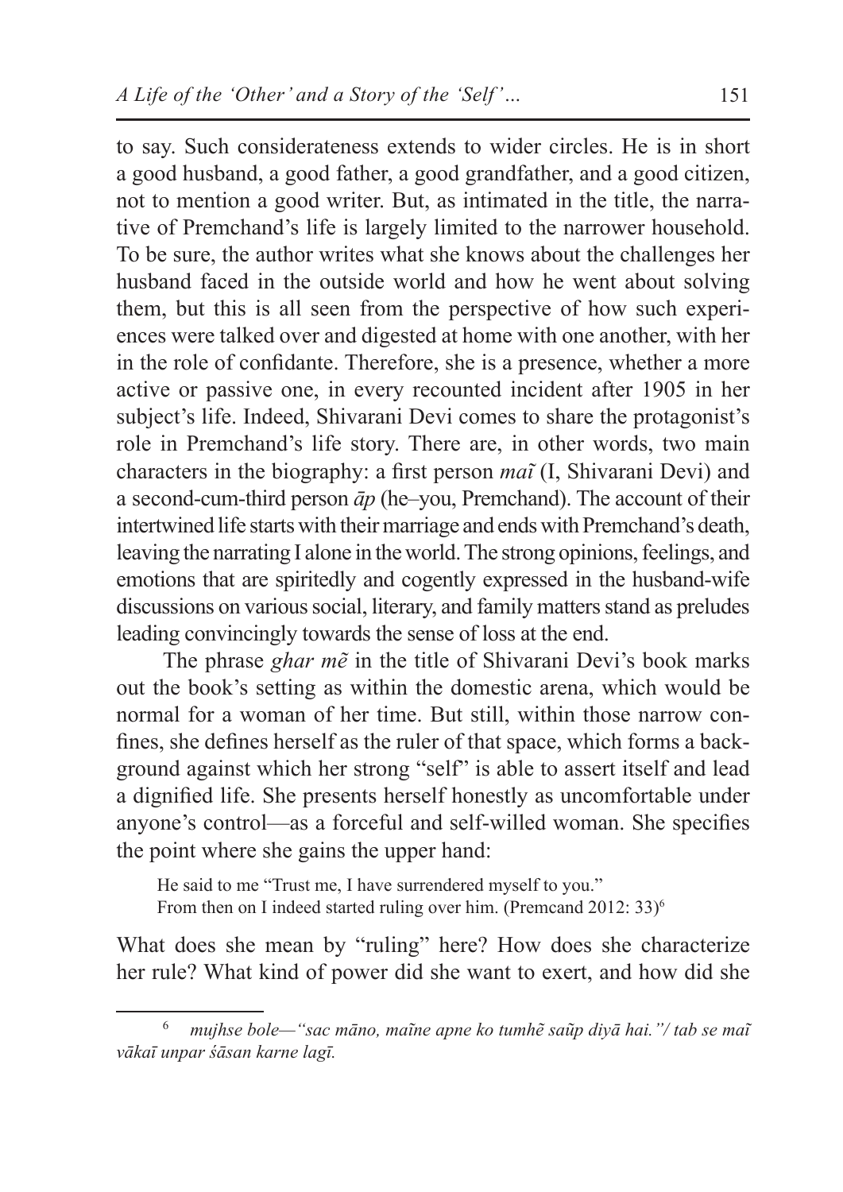to say. Such considerateness extends to wider circles. He is in short a good husband, a good father, a good grandfather, and a good citizen, not to mention a good writer. But, as intimated in the title, the narrative of Premchand's life is largely limited to the narrower household. To be sure, the author writes what she knows about the challenges her husband faced in the outside world and how he went about solving them, but this is all seen from the perspective of how such experiences were talked over and digested at home with one another, with her in the role of confidante. Therefore, she is a presence, whether a more active or passive one, in every recounted incident after 1905 in her subject's life. Indeed, Shivarani Devi comes to share the protagonist's role in Premchand's life story. There are, in other words, two main characters in the biography: a first person *maĩ* (I, Shivarani Devi) and a second-cum-third person *āp* (he–you, Premchand). The account of their intertwined life starts with their marriage and ends with Premchand's death, leaving the narrating I alone in the world. The strong opinions, feelings, and emotions that are spiritedly and cogently expressed in the husband-wife discussions on various social, literary, and family matters stand as preludes leading convincingly towards the sense of loss at the end.

The phrase *ghar mẽ* in the title of Shivarani Devi's book marks out the book's setting as within the domestic arena, which would be normal for a woman of her time. But still, within those narrow confines, she defines herself as the ruler of that space, which forms a background against which her strong "self" is able to assert itself and lead a dignified life. She presents herself honestly as uncomfortable under anyone's control—as a forceful and self-willed woman. She specifies the point where she gains the upper hand:

> He said to me "Trust me, I have surrendered myself to you."
> From then on I indeed started ruling over him. (Premcand 2012: 33)[6]

What does she mean by "ruling" here? How does she characterize her rule? What kind of power did she want to exert, and how did she

---

[6] *mujhse bole—"sac māno, maĩne apne ko tumhẽ saũp diyā hai."/ tab se maĩ vākaī unpar śāsan karne lagī.*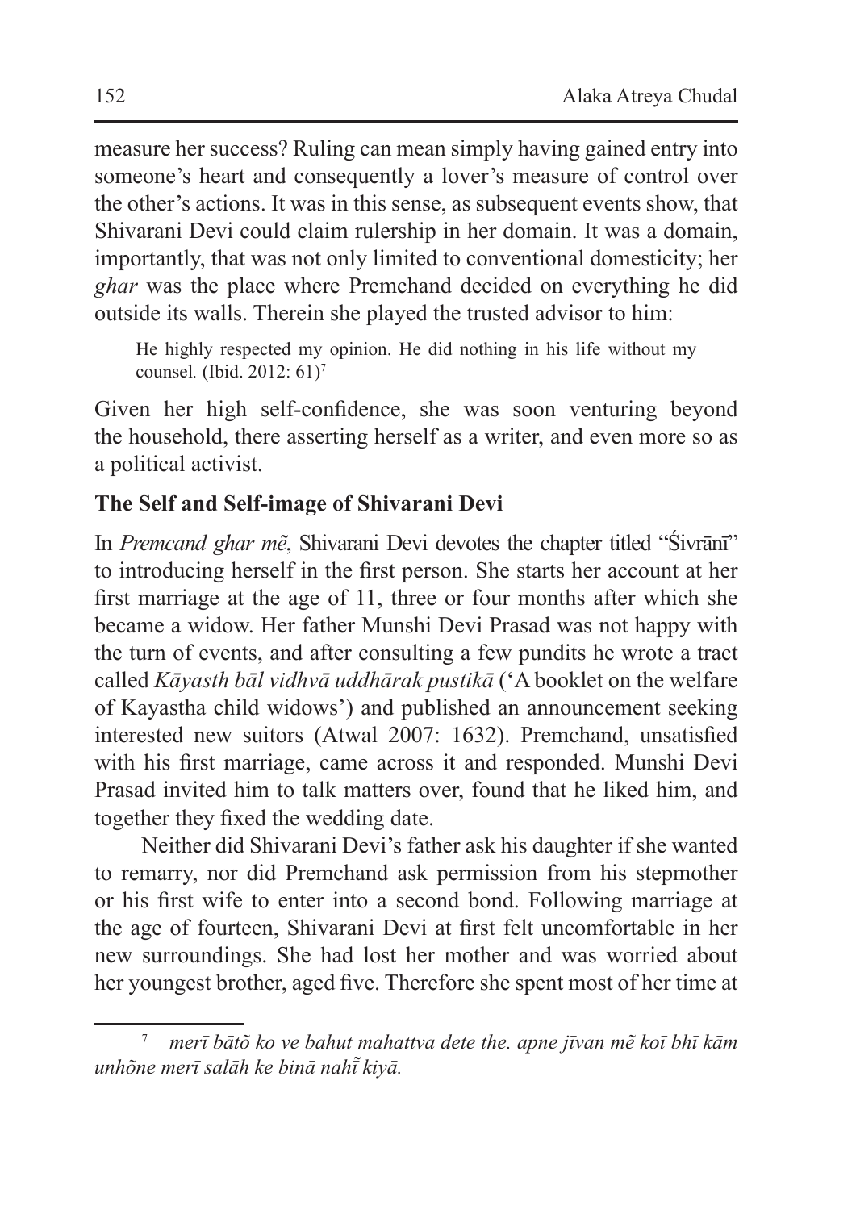measure her success? Ruling can mean simply having gained entry into someone's heart and consequently a lover's measure of control over the other's actions. It was in this sense, as subsequent events show, that Shivarani Devi could claim rulership in her domain. It was a domain, importantly, that was not only limited to conventional domesticity; her *ghar* was the place where Premchand decided on everything he did outside its walls. Therein she played the trusted advisor to him:

> He highly respected my opinion. He did nothing in his life without my counsel. (Ibid. 2012: 61)[7]

Given her high self-confidence, she was soon venturing beyond the household, there asserting herself as a writer, and even more so as a political activist.

## The Self and Self-image of Shivarani Devi

In *Premcand ghar mẽ*, Shivarani Devi devotes the chapter titled "Śivrānī" to introducing herself in the first person. She starts her account at her first marriage at the age of 11, three or four months after which she became a widow. Her father Munshi Devi Prasad was not happy with the turn of events, and after consulting a few pundits he wrote a tract called *Kāyasth bāl vidhvā uddhārak pustikā* ('A booklet on the welfare of Kayastha child widows') and published an announcement seeking interested new suitors (Atwal 2007: 1632). Premchand, unsatisfied with his first marriage, came across it and responded. Munshi Devi Prasad invited him to talk matters over, found that he liked him, and together they fixed the wedding date.

Neither did Shivarani Devi's father ask his daughter if she wanted to remarry, nor did Premchand ask permission from his stepmother or his first wife to enter into a second bond. Following marriage at the age of fourteen, Shivarani Devi at first felt uncomfortable in her new surroundings. She had lost her mother and was worried about her youngest brother, aged five. Therefore she spent most of her time at

---

[7] *merī bātõ ko ve bahut mahattva dete the. apne jīvan mẽ koī bhī kām unhõne merī salāh ke binā nahī̃ kiyā.*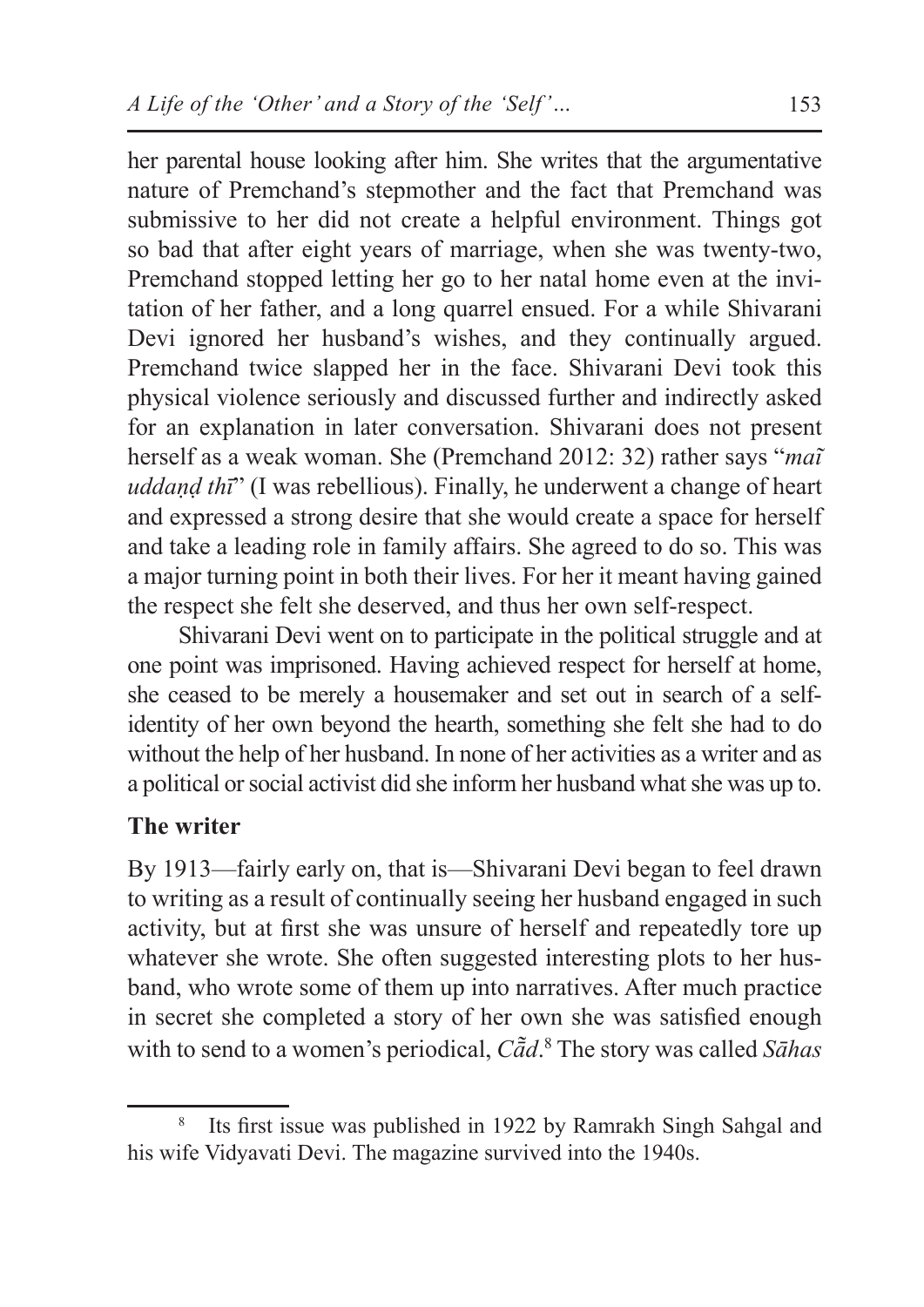her parental house looking after him. She writes that the argumentative nature of Premchand's stepmother and the fact that Premchand was submissive to her did not create a helpful environment. Things got so bad that after eight years of marriage, when she was twenty-two, Premchand stopped letting her go to her natal home even at the invitation of her father, and a long quarrel ensued. For a while Shivarani Devi ignored her husband's wishes, and they continually argued. Premchand twice slapped her in the face. Shivarani Devi took this physical violence seriously and discussed further and indirectly asked for an explanation in later conversation. Shivarani does not present herself as a weak woman. She (Premchand 2012: 32) rather says "*maı̃ uddaṇḍ thī*" (I was rebellious). Finally, he underwent a change of heart and expressed a strong desire that she would create a space for herself and take a leading role in family affairs. She agreed to do so. This was a major turning point in both their lives. For her it meant having gained the respect she felt she deserved, and thus her own self-respect.

Shivarani Devi went on to participate in the political struggle and at one point was imprisoned. Having achieved respect for herself at home, she ceased to be merely a housemaker and set out in search of a self-identity of her own beyond the hearth, something she felt she had to do without the help of her husband. In none of her activities as a writer and as a political or social activist did she inform her husband what she was up to.

## The writer

By 1913—fairly early on, that is—Shivarani Devi began to feel drawn to writing as a result of continually seeing her husband engaged in such activity, but at first she was unsure of herself and repeatedly tore up whatever she wrote. She often suggested interesting plots to her husband, who wrote some of them up into narratives. After much practice in secret she completed a story of her own she was satisfied enough with to send to a women's periodical, *Cā̃d*.[8] The story was called *Sāhas*

---

[8] Its first issue was published in 1922 by Ramrakh Singh Sahgal and his wife Vidyavati Devi. The magazine survived into the 1940s.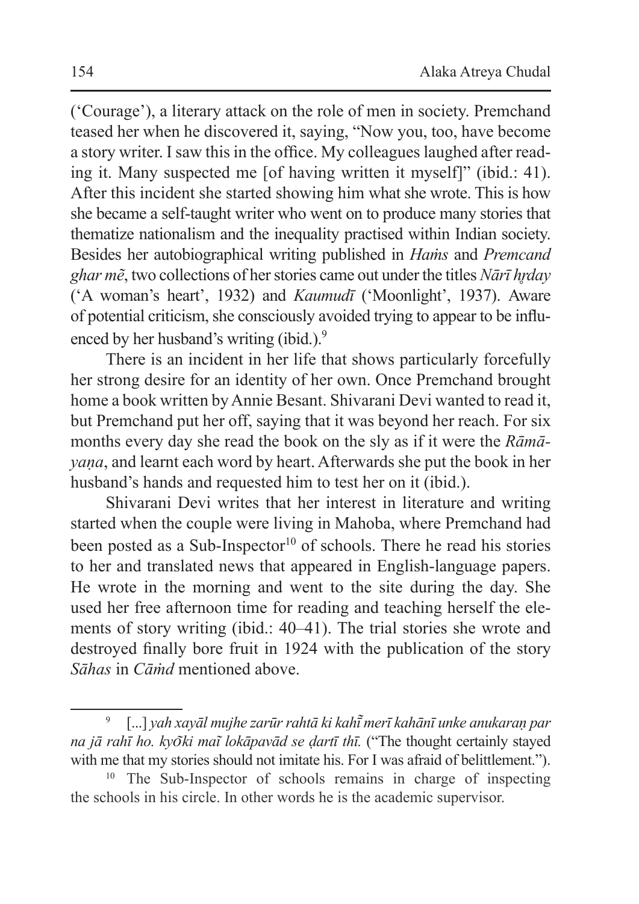('Courage'), a literary attack on the role of men in society. Premchand teased her when he discovered it, saying, "Now you, too, have become a story writer. I saw this in the office. My colleagues laughed after reading it. Many suspected me [of having written it myself]" (ibid.: 41). After this incident she started showing him what she wrote. This is how she became a self-taught writer who went on to produce many stories that thematize nationalism and the inequality practised within Indian society. Besides her autobiographical writing published in *Haṁs* and *Premcand ghar mẽ*, two collections of her stories came out under the titles *Nārī hṛday* ('A woman's heart', 1932) and *Kaumudī* ('Moonlight', 1937). Aware of potential criticism, she consciously avoided trying to appear to be influenced by her husband's writing (ibid.).[9]

There is an incident in her life that shows particularly forcefully her strong desire for an identity of her own. Once Premchand brought home a book written by Annie Besant. Shivarani Devi wanted to read it, but Premchand put her off, saying that it was beyond her reach. For six months every day she read the book on the sly as if it were the *Rāmāyaṇa*, and learnt each word by heart. Afterwards she put the book in her husband's hands and requested him to test her on it (ibid.).

Shivarani Devi writes that her interest in literature and writing started when the couple were living in Mahoba, where Premchand had been posted as a Sub-Inspector[10] of schools. There he read his stories to her and translated news that appeared in English-language papers. He wrote in the morning and went to the site during the day. She used her free afternoon time for reading and teaching herself the elements of story writing (ibid.: 40–41). The trial stories she wrote and destroyed finally bore fruit in 1924 with the publication of the story *Sāhas* in *Cāṁd* mentioned above.

---

[9] [...] *yah xayāl mujhe zarūr rahtā ki kahī̃ merī kahānī unke anukaraṇ par na jā rahī ho. kyõki maĩ lokāpavād se ḍartī thī.* ("The thought certainly stayed with me that my stories should not imitate his. For I was afraid of belittlement.").

[10] The Sub-Inspector of schools remains in charge of inspecting the schools in his circle. In other words he is the academic supervisor.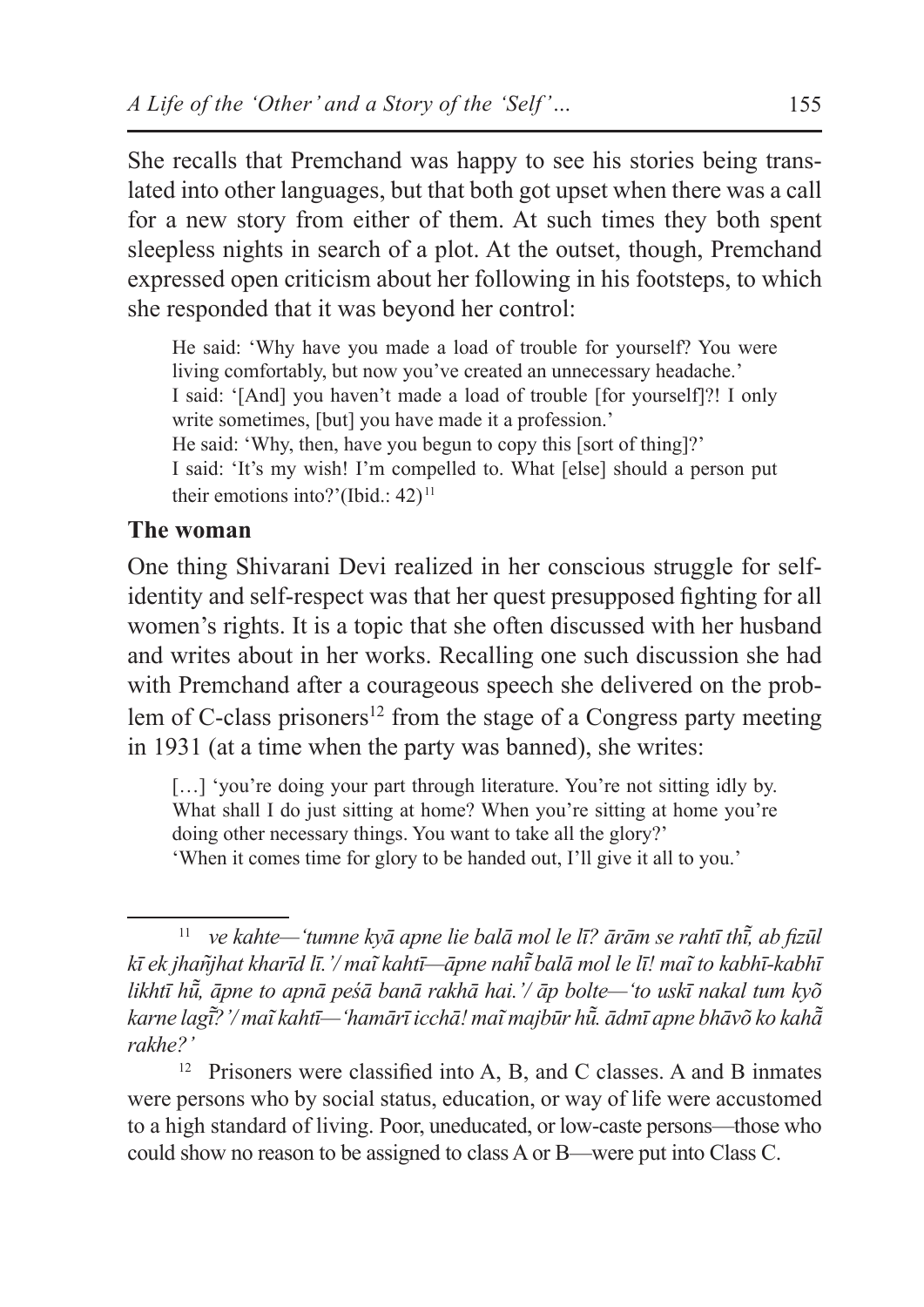She recalls that Premchand was happy to see his stories being translated into other languages, but that both got upset when there was a call for a new story from either of them. At such times they both spent sleepless nights in search of a plot. At the outset, though, Premchand expressed open criticism about her following in his footsteps, to which she responded that it was beyond her control:

> He said: 'Why have you made a load of trouble for yourself? You were living comfortably, but now you've created an unnecessary headache.'
> I said: '[And] you haven't made a load of trouble [for yourself]?! I only write sometimes, [but] you have made it a profession.'
> He said: 'Why, then, have you begun to copy this [sort of thing]?'
> I said: 'It's my wish! I'm compelled to. What [else] should a person put their emotions into?'(Ibid.: 42)[11]

## The woman

One thing Shivarani Devi realized in her conscious struggle for self-identity and self-respect was that her quest presupposed fighting for all women's rights. It is a topic that she often discussed with her husband and writes about in her works. Recalling one such discussion she had with Premchand after a courageous speech she delivered on the problem of C-class prisoners[12] from the stage of a Congress party meeting in 1931 (at a time when the party was banned), she writes:

> […] 'you're doing your part through literature. You're not sitting idly by. What shall I do just sitting at home? When you're sitting at home you're doing other necessary things. You want to take all the glory?'
> 'When it comes time for glory to be handed out, I'll give it all to you.'

---

[11] *ve kahte—'tumne kyā apne lie balā mol le lī? ārām se rahtī thī̃, ab fizūl kī ek jhañjhat kharīd lī.'/ maĩ kahtī—āpne nahī̃ balā mol le lī! maĩ to kabhī-kabhī likhtī hū̃, āpne to apnā peśā banā rakhā hai.'/ āp bolte—'to uskī nakal tum kyõ karne lagī̃?'/ maĩ kahtī—'hamārī icchā! maĩ majbūr hū̃. ādmī apne bhāvõ ko kahā̃ rakhe?'*

[12] Prisoners were classified into A, B, and C classes. A and B inmates were persons who by social status, education, or way of life were accustomed to a high standard of living. Poor, uneducated, or low-caste persons—those who could show no reason to be assigned to class A or B—were put into Class C.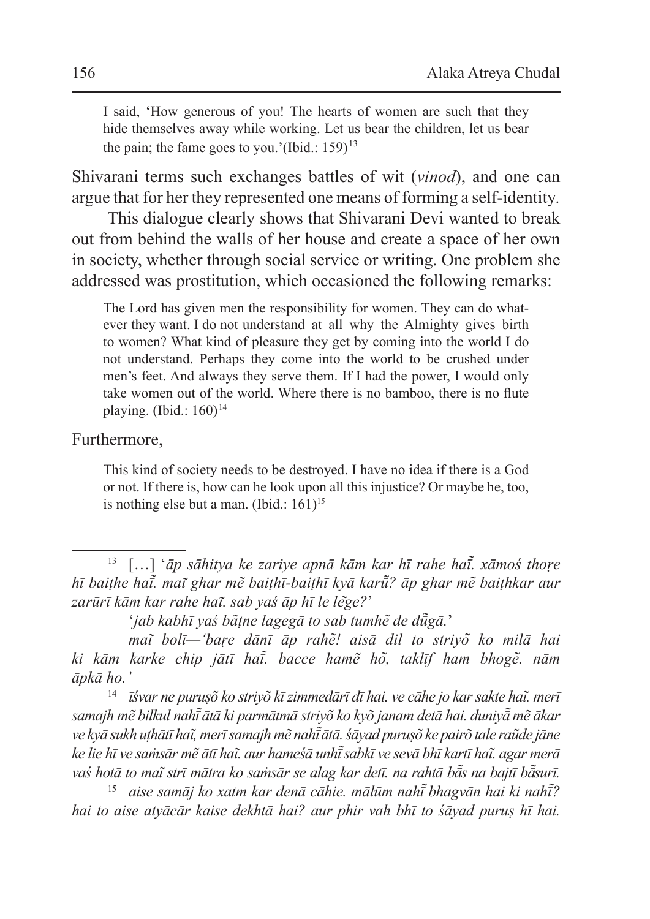> I said, 'How generous of you! The hearts of women are such that they hide themselves away while working. Let us bear the children, let us bear the pain; the fame goes to you.'(Ibid.: 159)[13]

Shivarani terms such exchanges battles of wit (*vinod*), and one can argue that for her they represented one means of forming a self-identity.

This dialogue clearly shows that Shivarani Devi wanted to break out from behind the walls of her house and create a space of her own in society, whether through social service or writing. One problem she addressed was prostitution, which occasioned the following remarks:

> The Lord has given men the responsibility for women. They can do whatever they want. I do not understand at all why the Almighty gives birth to women? What kind of pleasure they get by coming into the world I do not understand. Perhaps they come into the world to be crushed under men's feet. And always they serve them. If I had the power, I would only take women out of the world. Where there is no bamboo, there is no flute playing. (Ibid.: 160)[14]

Furthermore,

> This kind of society needs to be destroyed. I have no idea if there is a God or not. If there is, how can he look upon all this injustice? Or maybe he, too, is nothing else but a man. (Ibid.: 161)[15]

---

[13] […] '*āp sāhitya ke zariye apnā kām kar hī rahe haĩ. xāmoś thoṛe hī baiṭhe haĩ. maĩ ghar mẽ baiṭhī-baiṭhī kyā karũ? āp ghar mẽ baiṭhkar aur zarūrī kām kar rahe haĩ. sab yaś āp hī le lẽge?*'

'*jab kabhī yaś bãṭne lagegā to sab tumhẽ de dũgā.*'

*maĩ bolī—'baṛe dānī āp rahẽ! aisā dil to striyõ ko milā hai ki kām karke chip jātī haĩ. bacce hamẽ hõ, taklīf ham bhogẽ. nām āpkā ho.'*

[14] *īśvar ne puruṣõ ko striyõ kī zimmedārī dī hai. ve cāhe jo kar sakte haĩ. merī samajh mẽ bilkul nahĩ ātā ki parmātmā striyõ ko kyõ janam detā hai. duniyã mẽ ākar ve kyā sukh uṭhātī haĩ, merī samajh mẽ nahĩ ātā. śāyad puruṣõ ke pairõ tale raũde jāne ke lie hī ve saṁsār mẽ ātī haĩ. aur hameśā unhĩ sabkī ve sevā bhī kartī haĩ. agar merā vaś hotā to maĩ strī mātra ko saṁsār se alag kar detī. na rahtā bā̃s na bajtī bā̃surī.*

[15] *aise samāj ko xatm kar denā cāhie. mālūm nahĩ bhagvān hai ki nahĩ? hai to aise atyācār kaise dekhtā hai? aur phir vah bhī to śāyad puruṣ hī hai.*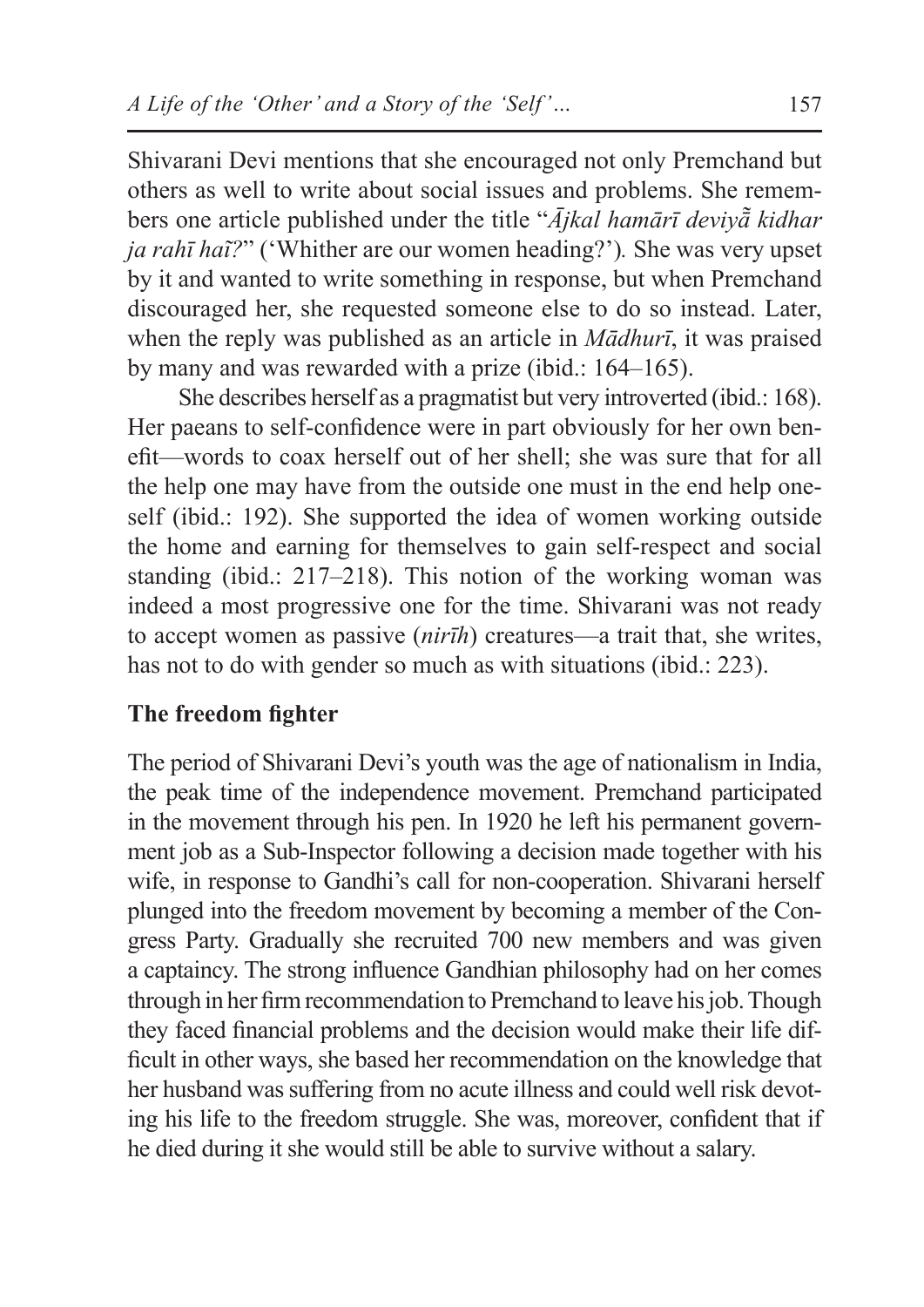Shivarani Devi mentions that she encouraged not only Premchand but others as well to write about social issues and problems. She remembers one article published under the title "*Ājkal hamārī deviyā̃ kidhar ja rahī haĩ?*" ('Whither are our women heading?'). She was very upset by it and wanted to write something in response, but when Premchand discouraged her, she requested someone else to do so instead. Later, when the reply was published as an article in *Mādhurī*, it was praised by many and was rewarded with a prize (ibid.: 164–165).

She describes herself as a pragmatist but very introverted (ibid.: 168). Her paeans to self-confidence were in part obviously for her own benefit—words to coax herself out of her shell; she was sure that for all the help one may have from the outside one must in the end help oneself (ibid.: 192). She supported the idea of women working outside the home and earning for themselves to gain self-respect and social standing (ibid.: 217–218). This notion of the working woman was indeed a most progressive one for the time. Shivarani was not ready to accept women as passive (*nirīh*) creatures—a trait that, she writes, has not to do with gender so much as with situations (ibid.: 223).

**The freedom fighter**

The period of Shivarani Devi's youth was the age of nationalism in India, the peak time of the independence movement. Premchand participated in the movement through his pen. In 1920 he left his permanent government job as a Sub-Inspector following a decision made together with his wife, in response to Gandhi's call for non-cooperation. Shivarani herself plunged into the freedom movement by becoming a member of the Congress Party. Gradually she recruited 700 new members and was given a captaincy. The strong influence Gandhian philosophy had on her comes through in her firm recommendation to Premchand to leave his job. Though they faced financial problems and the decision would make their life difficult in other ways, she based her recommendation on the knowledge that her husband was suffering from no acute illness and could well risk devoting his life to the freedom struggle. She was, moreover, confident that if he died during it she would still be able to survive without a salary.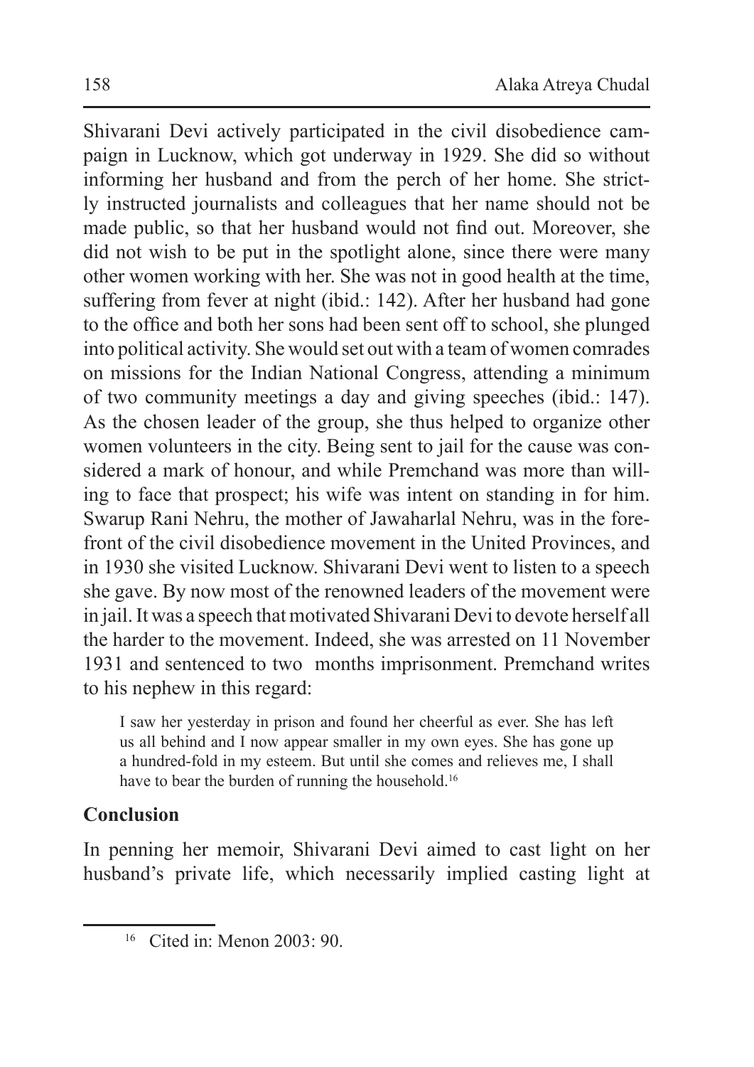Shivarani Devi actively participated in the civil disobedience campaign in Lucknow, which got underway in 1929. She did so without informing her husband and from the perch of her home. She strictly instructed journalists and colleagues that her name should not be made public, so that her husband would not find out. Moreover, she did not wish to be put in the spotlight alone, since there were many other women working with her. She was not in good health at the time, suffering from fever at night (ibid.: 142). After her husband had gone to the office and both her sons had been sent off to school, she plunged into political activity. She would set out with a team of women comrades on missions for the Indian National Congress, attending a minimum of two community meetings a day and giving speeches (ibid.: 147). As the chosen leader of the group, she thus helped to organize other women volunteers in the city. Being sent to jail for the cause was considered a mark of honour, and while Premchand was more than willing to face that prospect; his wife was intent on standing in for him. Swarup Rani Nehru, the mother of Jawaharlal Nehru, was in the forefront of the civil disobedience movement in the United Provinces, and in 1930 she visited Lucknow. Shivarani Devi went to listen to a speech she gave. By now most of the renowned leaders of the movement were in jail. It was a speech that motivated Shivarani Devi to devote herself all the harder to the movement. Indeed, she was arrested on 11 November 1931 and sentenced to two months imprisonment. Premchand writes to his nephew in this regard:

> I saw her yesterday in prison and found her cheerful as ever. She has left us all behind and I now appear smaller in my own eyes. She has gone up a hundred-fold in my esteem. But until she comes and relieves me, I shall have to bear the burden of running the household.[16]

## Conclusion

In penning her memoir, Shivarani Devi aimed to cast light on her husband's private life, which necessarily implied casting light at

---

[16] Cited in: Menon 2003: 90.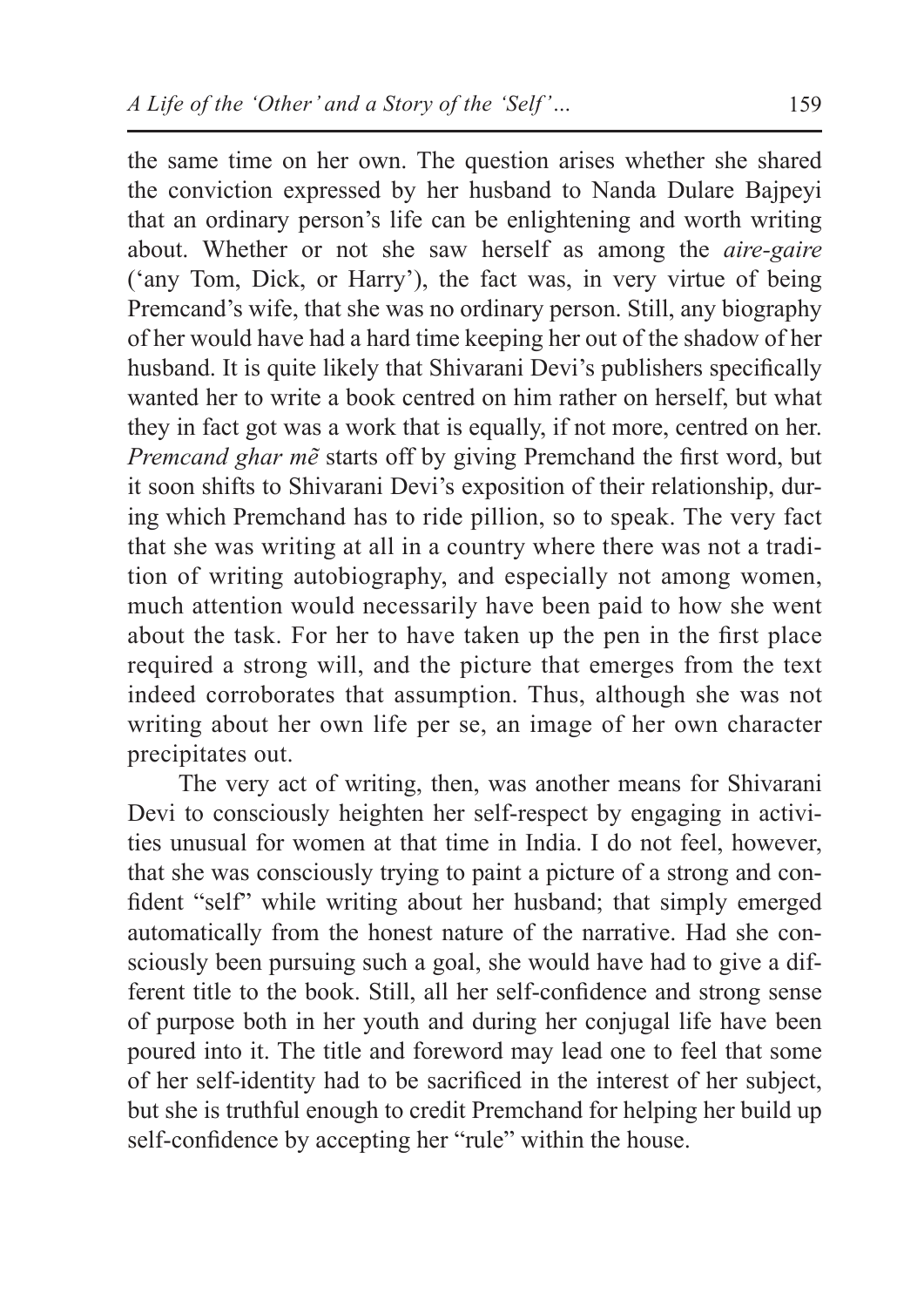the same time on her own. The question arises whether she shared the conviction expressed by her husband to Nanda Dulare Bajpeyi that an ordinary person's life can be enlightening and worth writing about. Whether or not she saw herself as among the *aire-gaire* ('any Tom, Dick, or Harry'), the fact was, in very virtue of being Premcand's wife, that she was no ordinary person. Still, any biography of her would have had a hard time keeping her out of the shadow of her husband. It is quite likely that Shivarani Devi's publishers specifically wanted her to write a book centred on him rather on herself, but what they in fact got was a work that is equally, if not more, centred on her. *Premcand ghar mẽ* starts off by giving Premchand the first word, but it soon shifts to Shivarani Devi's exposition of their relationship, during which Premchand has to ride pillion, so to speak. The very fact that she was writing at all in a country where there was not a tradition of writing autobiography, and especially not among women, much attention would necessarily have been paid to how she went about the task. For her to have taken up the pen in the first place required a strong will, and the picture that emerges from the text indeed corroborates that assumption. Thus, although she was not writing about her own life per se, an image of her own character precipitates out.

The very act of writing, then, was another means for Shivarani Devi to consciously heighten her self-respect by engaging in activities unusual for women at that time in India. I do not feel, however, that she was consciously trying to paint a picture of a strong and confident "self" while writing about her husband; that simply emerged automatically from the honest nature of the narrative. Had she consciously been pursuing such a goal, she would have had to give a different title to the book. Still, all her self-confidence and strong sense of purpose both in her youth and during her conjugal life have been poured into it. The title and foreword may lead one to feel that some of her self-identity had to be sacrificed in the interest of her subject, but she is truthful enough to credit Premchand for helping her build up self-confidence by accepting her "rule" within the house.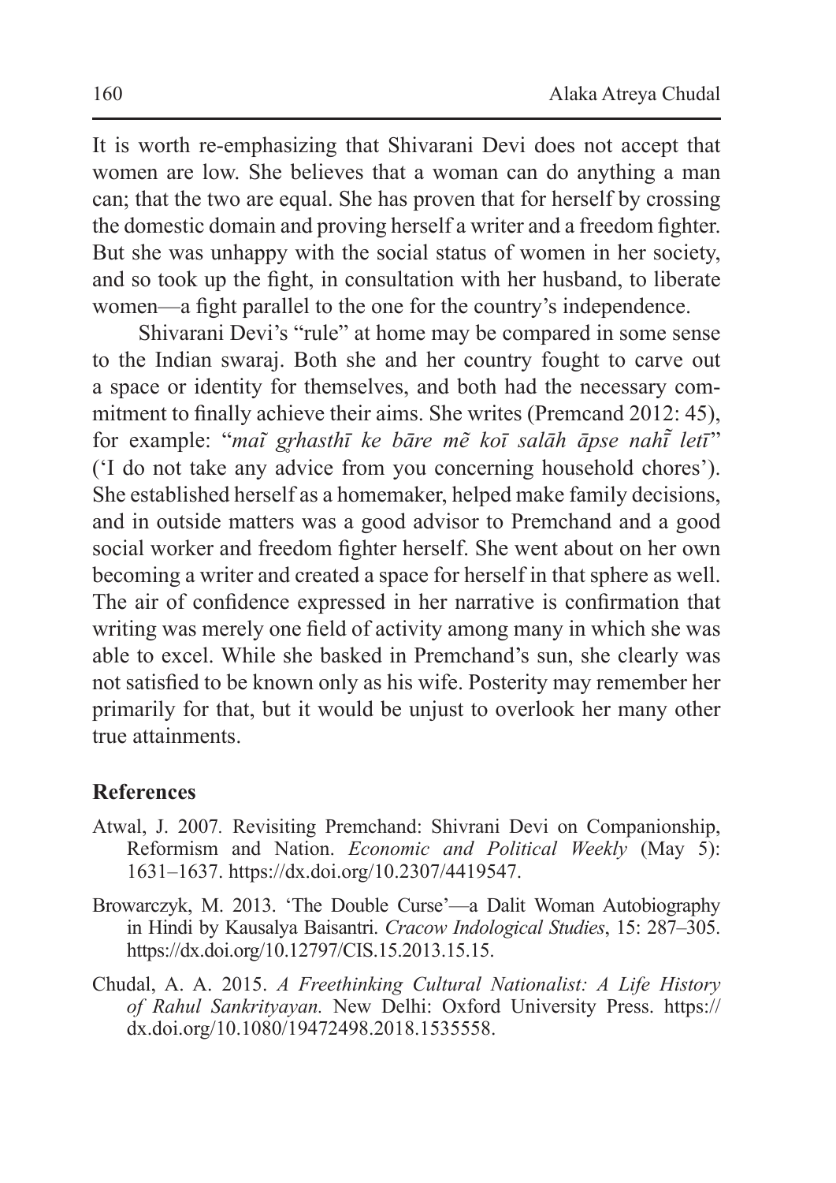It is worth re-emphasizing that Shivarani Devi does not accept that women are low. She believes that a woman can do anything a man can; that the two are equal. She has proven that for herself by crossing the domestic domain and proving herself a writer and a freedom fighter. But she was unhappy with the social status of women in her society, and so took up the fight, in consultation with her husband, to liberate women—a fight parallel to the one for the country's independence.

Shivarani Devi's "rule" at home may be compared in some sense to the Indian swaraj. Both she and her country fought to carve out a space or identity for themselves, and both had the necessary commitment to finally achieve their aims. She writes (Premcand 2012: 45), for example: "*maĩ gr̥hasthī ke bāre mẽ koī salāh āpse nahī̃ letī*" ('I do not take any advice from you concerning household chores'). She established herself as a homemaker, helped make family decisions, and in outside matters was a good advisor to Premchand and a good social worker and freedom fighter herself. She went about on her own becoming a writer and created a space for herself in that sphere as well. The air of confidence expressed in her narrative is confirmation that writing was merely one field of activity among many in which she was able to excel. While she basked in Premchand's sun, she clearly was not satisfied to be known only as his wife. Posterity may remember her primarily for that, but it would be unjust to overlook her many other true attainments.

## References

Atwal, J. 2007. Revisiting Premchand: Shivrani Devi on Companionship, Reformism and Nation. *Economic and Political Weekly* (May 5): 1631–1637. https://dx.doi.org/10.2307/4419547.

Browarczyk, M. 2013. 'The Double Curse'—a Dalit Woman Autobiography in Hindi by Kausalya Baisantri. *Cracow Indological Studies*, 15: 287–305. https://dx.doi.org/10.12797/CIS.15.2013.15.15.

Chudal, A. A. 2015. *A Freethinking Cultural Nationalist: A Life History of Rahul Sankrityayan.* New Delhi: Oxford University Press. https://dx.doi.org/10.1080/19472498.2018.1535558.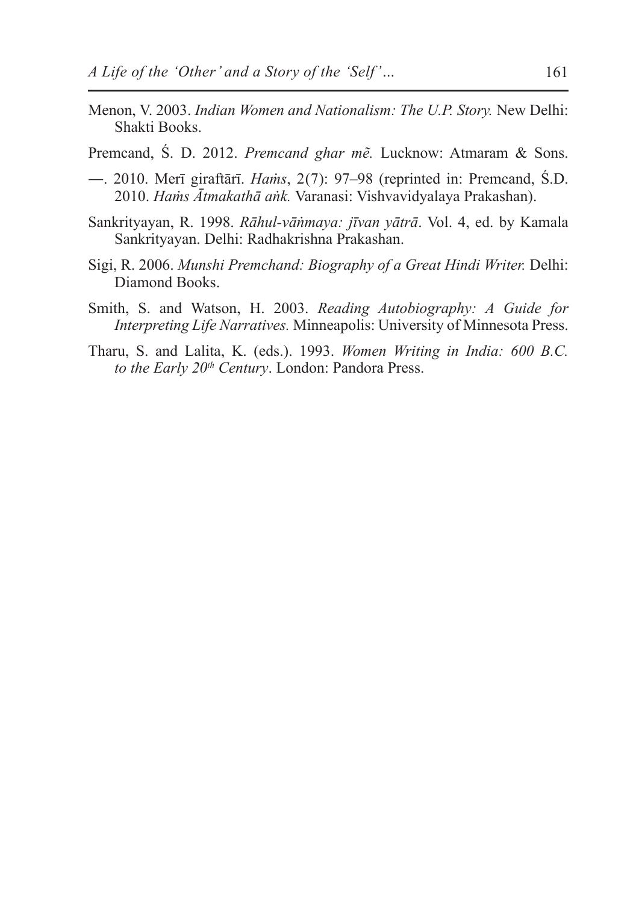Menon, V. 2003. *Indian Women and Nationalism: The U.P. Story.* New Delhi: Shakti Books.

Premcand, Ś. D. 2012. *Premcand ghar mẽ.* Lucknow: Atmaram & Sons.

―. 2010. Merī giraftārī. *Haṁs*, 2(7): 97–98 (reprinted in: Premcand, Ś.D. 2010. *Haṁs Ātmakathā aṅk.* Varanasi: Vishvavidyalaya Prakashan).

Sankrityayan, R. 1998. *Rāhul-vāṅmaya: jīvan yātrā*. Vol. 4, ed. by Kamala Sankrityayan. Delhi: Radhakrishna Prakashan.

Sigi, R. 2006. *Munshi Premchand: Biography of a Great Hindi Writer.* Delhi: Diamond Books.

Smith, S. and Watson, H. 2003. *Reading Autobiography: A Guide for Interpreting Life Narratives.* Minneapolis: University of Minnesota Press.

Tharu, S. and Lalita, K. (eds.). 1993. *Women Writing in India: 600 B.C. to the Early 20th Century*. London: Pandora Press.